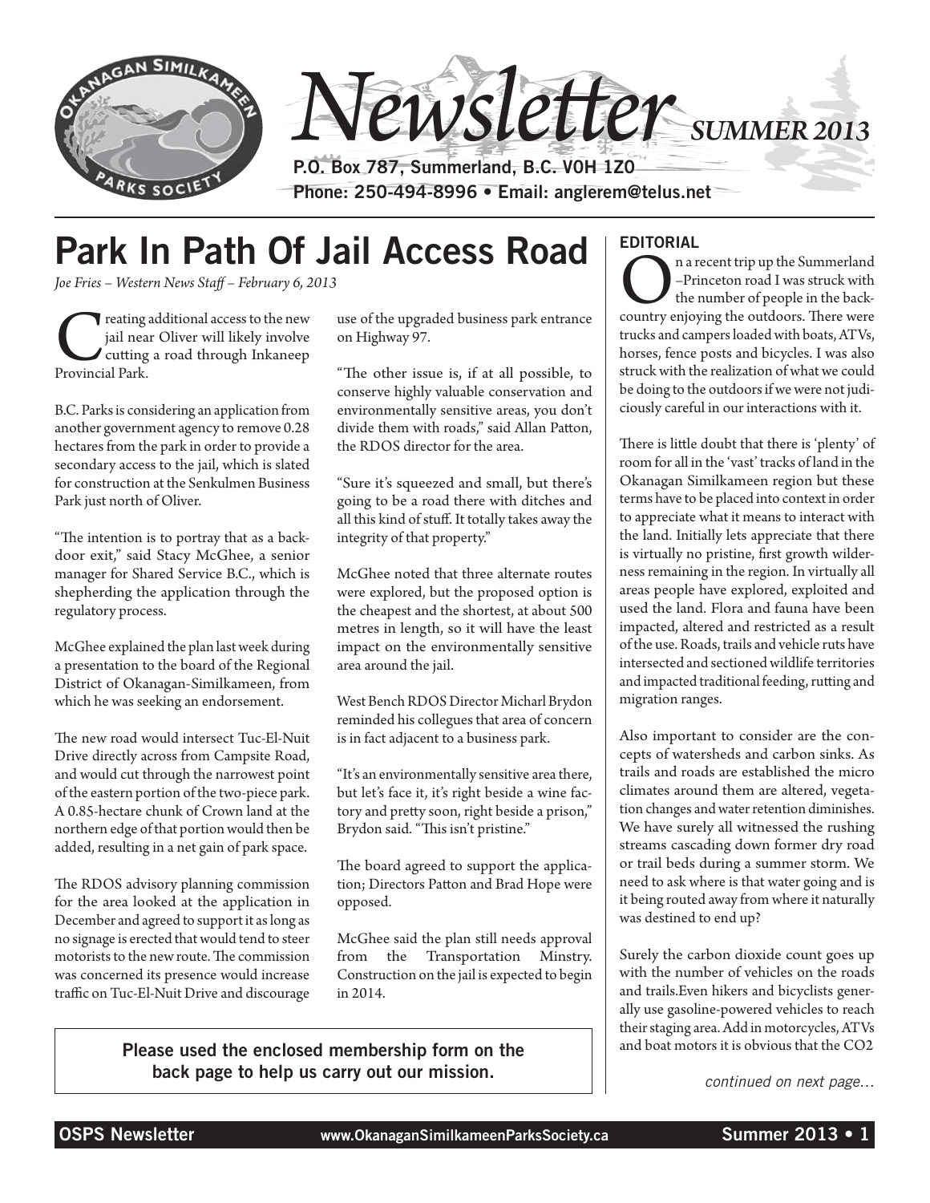# Newsletter SUMMER 2013

P.O. Box 787, Summerland, B.C. V0H 1Z0
Phone: 250-494-8996 • Email: anglerem@telus.net

## Park In Path Of Jail Access Road

*Joe Fries – Western News Staff – February 6, 2013*

Creating additional access to the new jail near Oliver will likely involve cutting a road through Inkaneep Provincial Park.

B.C. Parks is considering an application from another government agency to remove 0.28 hectares from the park in order to provide a secondary access to the jail, which is slated for construction at the Senkulmen Business Park just north of Oliver.

"The intention is to portray that as a back-door exit," said Stacy McGhee, a senior manager for Shared Service B.C., which is shepherding the application through the regulatory process.

McGhee explained the plan last week during a presentation to the board of the Regional District of Okanagan-Similkameen, from which he was seeking an endorsement.

The new road would intersect Tuc-El-Nuit Drive directly across from Campsite Road, and would cut through the narrowest point of the eastern portion of the two-piece park. A 0.85-hectare chunk of Crown land at the northern edge of that portion would then be added, resulting in a net gain of park space.

The RDOS advisory planning commission for the area looked at the application in December and agreed to support it as long as no signage is erected that would tend to steer motorists to the new route. The commission was concerned its presence would increase traffic on Tuc-El-Nuit Drive and discourage use of the upgraded business park entrance on Highway 97.

"The other issue is, if at all possible, to conserve highly valuable conservation and environmentally sensitive areas, you don't divide them with roads," said Allan Patton, the RDOS director for the area.

"Sure it's squeezed and small, but there's going to be a road there with ditches and all this kind of stuff. It totally takes away the integrity of that property."

McGhee noted that three alternate routes were explored, but the proposed option is the cheapest and the shortest, at about 500 metres in length, so it will have the least impact on the environmentally sensitive area around the jail.

West Bench RDOS Director Micharl Brydon reminded his collegues that area of concern is in fact adjacent to a business park.

"It's an environmentally sensitive area there, but let's face it, it's right beside a wine factory and pretty soon, right beside a prison," Brydon said. "This isn't pristine."

The board agreed to support the application; Directors Patton and Brad Hope were opposed.

McGhee said the plan still needs approval from the Transportation Minstry. Construction on the jail is expected to begin in 2014.

**Please used the enclosed membership form on the back page to help us carry out our mission.**

### EDITORIAL

On a recent trip up the Summerland –Princeton road I was struck with the number of people in the back-country enjoying the outdoors. There were trucks and campers loaded with boats, ATVs, horses, fence posts and bicycles. I was also struck with the realization of what we could be doing to the outdoors if we were not judiciously careful in our interactions with it.

There is little doubt that there is 'plenty' of room for all in the 'vast' tracks of land in the Okanagan Similkameen region but these terms have to be placed into context in order to appreciate what it means to interact with the land. Initially lets appreciate that there is virtually no pristine, first growth wilderness remaining in the region. In virtually all areas people have explored, exploited and used the land. Flora and fauna have been impacted, altered and restricted as a result of the use. Roads, trails and vehicle ruts have intersected and sectioned wildlife territories and impacted traditional feeding, rutting and migration ranges.

Also important to consider are the concepts of watersheds and carbon sinks. As trails and roads are established the micro climates around them are altered, vegetation changes and water retention diminishes. We have surely all witnessed the rushing streams cascading down former dry road or trail beds during a summer storm. We need to ask where is that water going and is it being routed away from where it naturally was destined to end up?

Surely the carbon dioxide count goes up with the number of vehicles on the roads and trails.Even hikers and bicyclists generally use gasoline-powered vehicles to reach their staging area. Add in motorcycles, ATVs and boat motors it is obvious that the $CO_2$

*continued on next page…*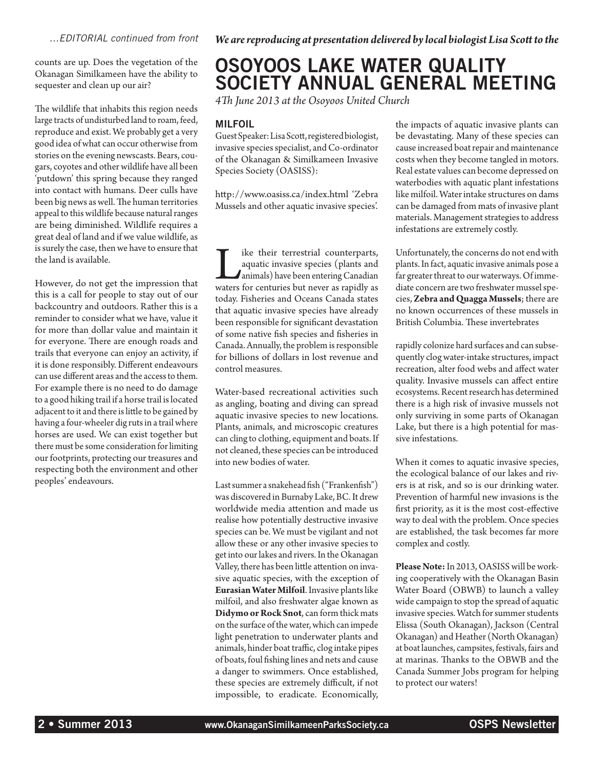*...EDITORIAL continued from front*

counts are up. Does the vegetation of the Okanagan Similkameen have the ability to sequester and clean up our air?

The wildlife that inhabits this region needs large tracts of undisturbed land to roam, feed, reproduce and exist. We probably get a very good idea of what can occur otherwise from stories on the evening newscasts. Bears, cougars, coyotes and other wildlife have all been 'putdown' this spring because they ranged into contact with humans. Deer culls have been big news as well. The human territories appeal to this wildlife because natural ranges are being diminished. Wildlife requires a great deal of land and if we value wildlife, as is surely the case, then we have to ensure that the land is available.

However, do not get the impression that this is a call for people to stay out of our backcountry and outdoors. Rather this is a reminder to consider what we have, value it for more than dollar value and maintain it for everyone. There are enough roads and trails that everyone can enjoy an activity, if it is done responsibly. Different endeavours can use different areas and the access to them. For example there is no need to do damage to a good hiking trail if a horse trail is located adjacent to it and there is little to be gained by having a four-wheeler dig ruts in a trail where horses are used. We can exist together but there must be some consideration for limiting our footprints, protecting our treasures and respecting both the environment and other peoples' endeavours.

***We are reproducing at presentation delivered by local biologist Lisa Scott to the***

# OSOYOOS LAKE WATER QUALITY SOCIETY ANNUAL GENERAL MEETING

*4Th June 2013 at the Osoyoos United Church*

## MILFOIL

Guest Speaker: Lisa Scott, registered biologist, invasive species specialist, and Co-ordinator of the Okanagan & Similkameen Invasive Species Society (OASISS):

http://www.oasiss.ca/index.html 'Zebra Mussels and other aquatic invasive species'.

Like their terrestrial counterparts, aquatic invasive species (plants and animals) have been entering Canadian waters for centuries but never as rapidly as today. Fisheries and Oceans Canada states that aquatic invasive species have already been responsible for significant devastation of some native fish species and fisheries in Canada. Annually, the problem is responsible for billions of dollars in lost revenue and control measures.

Water-based recreational activities such as angling, boating and diving can spread aquatic invasive species to new locations. Plants, animals, and microscopic creatures can cling to clothing, equipment and boats. If not cleaned, these species can be introduced into new bodies of water.

Last summer a snakehead fish ("Frankenfish") was discovered in Burnaby Lake, BC. It drew worldwide media attention and made us realise how potentially destructive invasive species can be. We must be vigilant and not allow these or any other invasive species to get into our lakes and rivers. In the Okanagan Valley, there has been little attention on invasive aquatic species, with the exception of **Eurasian Water Milfoil**. Invasive plants like milfoil, and also freshwater algae known as **Didymo or Rock Snot**, can form thick mats on the surface of the water, which can impede light penetration to underwater plants and animals, hinder boat traffic, clog intake pipes of boats, foul fishing lines and nets and cause a danger to swimmers. Once established, these species are extremely difficult, if not impossible, to eradicate. Economically, the impacts of aquatic invasive plants can be devastating. Many of these species can cause increased boat repair and maintenance costs when they become tangled in motors. Real estate values can become depressed on waterbodies with aquatic plant infestations like milfoil. Water intake structures on dams can be damaged from mats of invasive plant materials. Management strategies to address infestations are extremely costly.

Unfortunately, the concerns do not end with plants. In fact, aquatic invasive animals pose a far greater threat to our waterways. Of immediate concern are two freshwater mussel species, **Zebra and Quagga Mussels**; there are no known occurrences of these mussels in British Columbia. These invertebrates rapidly colonize hard surfaces and can subsequently clog water-intake structures, impact recreation, alter food webs and affect water quality. Invasive mussels can affect entire ecosystems. Recent research has determined there is a high risk of invasive mussels not only surviving in some parts of Okanagan Lake, but there is a high potential for massive infestations.

When it comes to aquatic invasive species, the ecological balance of our lakes and rivers is at risk, and so is our drinking water. Prevention of harmful new invasions is the first priority, as it is the most cost-effective way to deal with the problem. Once species are established, the task becomes far more complex and costly.

**Please Note:** In 2013, OASISS will be working cooperatively with the Okanagan Basin Water Board (OBWB) to launch a valley wide campaign to stop the spread of aquatic invasive species. Watch for summer students Elissa (South Okanagan), Jackson (Central Okanagan) and Heather (North Okanagan) at boat launches, campsites, festivals, fairs and at marinas. Thanks to the OBWB and the Canada Summer Jobs program for helping to protect our waters!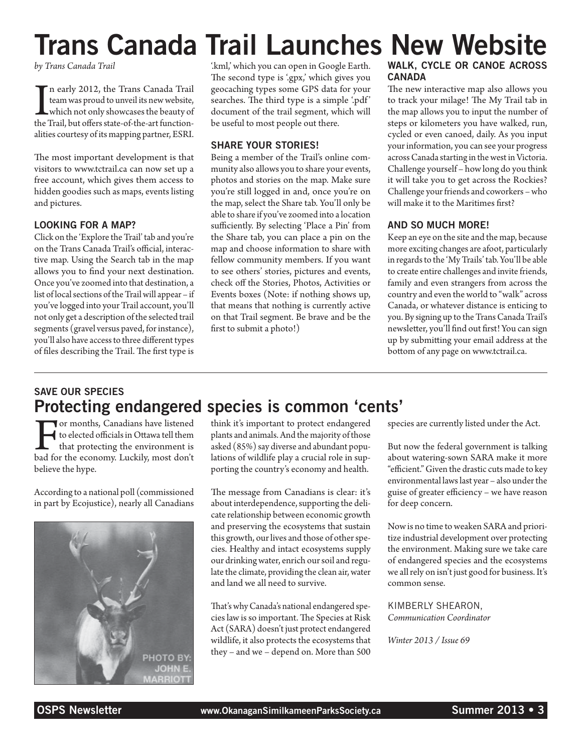# Trans Canada Trail Launches New Website

*by Trans Canada Trail*

In early 2012, the Trans Canada Trail team was proud to unveil its new website, which not only showcases the beauty of the Trail, but offers state-of-the-art functionalities courtesy of its mapping partner, ESRI.

The most important development is that visitors to www.tctrail.ca can now set up a free account, which gives them access to hidden goodies such as maps, events listing and pictures.

### LOOKING FOR A MAP?

Click on the 'Explore the Trail' tab and you're on the Trans Canada Trail's official, interactive map. Using the Search tab in the map allows you to find your next destination. Once you've zoomed into that destination, a list of local sections of the Trail will appear – if you've logged into your Trail account, you'll not only get a description of the selected trail segments (gravel versus paved, for instance), you'll also have access to three different types of files describing the Trail. The first type is '.kml,' which you can open in Google Earth. The second type is '.gpx,' which gives you geocaching types some GPS data for your searches. The third type is a simple '.pdf' document of the trail segment, which will be useful to most people out there.

### SHARE YOUR STORIES!

Being a member of the Trail's online community also allows you to share your events, photos and stories on the map. Make sure you're still logged in and, once you're on the map, select the Share tab. You'll only be able to share if you've zoomed into a location sufficiently. By selecting 'Place a Pin' from the Share tab, you can place a pin on the map and choose information to share with fellow community members. If you want to see others' stories, pictures and events, check off the Stories, Photos, Activities or Events boxes (Note: if nothing shows up, that means that nothing is currently active on that Trail segment. Be brave and be the first to submit a photo!)

### WALK, CYCLE OR CANOE ACROSS CANADA

The new interactive map also allows you to track your milage! The My Trail tab in the map allows you to input the number of steps or kilometers you have walked, run, cycled or even canoed, daily. As you input your information, you can see your progress across Canada starting in the west in Victoria. Challenge yourself – how long do you think it will take you to get across the Rockies? Challenge your friends and coworkers – who will make it to the Maritimes first?

### AND SO MUCH MORE!

Keep an eye on the site and the map, because more exciting changes are afoot, particularly in regards to the 'My Trails' tab. You'll be able to create entire challenges and invite friends, family and even strangers from across the country and even the world to "walk" across Canada, or whatever distance is enticing to you. By signing up to the Trans Canada Trail's newsletter, you'll find out first! You can sign up by submitting your email address at the bottom of any page on www.tctrail.ca.

---

SAVE OUR SPECIES

# Protecting endangered species is common 'cents'

For months, Canadians have listened to elected officials in Ottawa tell them that protecting the environment is bad for the economy. Luckily, most don't believe the hype.

According to a national poll (commissioned in part by Ecojustice), nearly all Canadians think it's important to protect endangered plants and animals. And the majority of those asked (85%) say diverse and abundant populations of wildlife play a crucial role in supporting the country's economy and health.

PHOTO BY: JOHN E. MARRIOTT

The message from Canadians is clear: it's about interdependence, supporting the delicate relationship between economic growth and preserving the ecosystems that sustain this growth, our lives and those of other species. Healthy and intact ecosystems supply our drinking water, enrich our soil and regulate the climate, providing the clean air, water and land we all need to survive.

That's why Canada's national endangered species law is so important. The Species at Risk Act (SARA) doesn't just protect endangered wildlife, it also protects the ecosystems that they – and we – depend on. More than 500 species are currently listed under the Act.

But now the federal government is talking about watering-sown SARA make it more "efficient." Given the drastic cuts made to key environmental laws last year – also under the guise of greater efficiency – we have reason for deep concern.

Now is no time to weaken SARA and prioritize industrial development over protecting the environment. Making sure we take care of endangered species and the ecosystems we all rely on isn't just good for business. It's common sense.

KIMBERLY SHEARON,
*Communication Coordinator*

*Winter 2013 / Issue 69*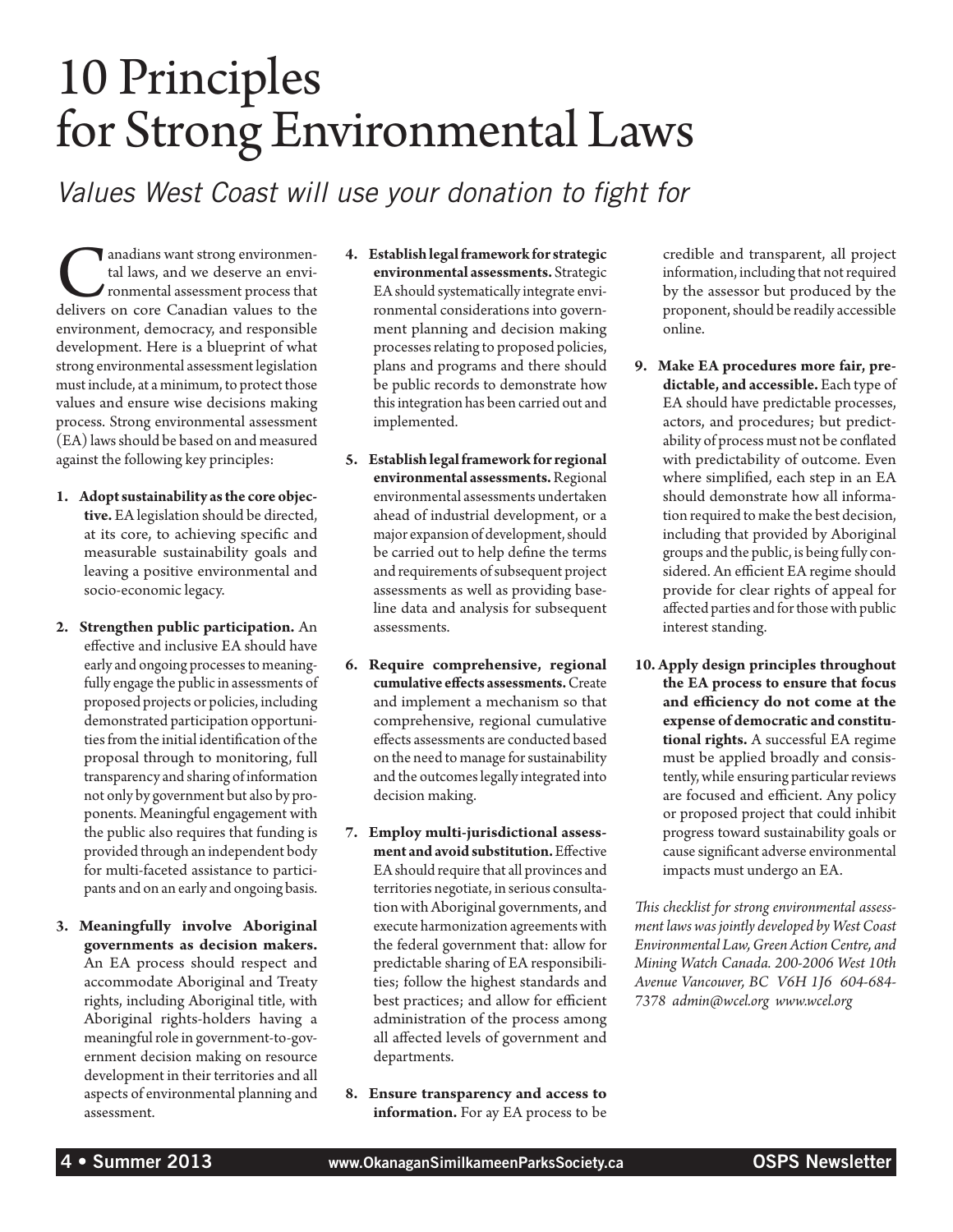# 10 Principles for Strong Environmental Laws

*Values West Coast will use your donation to fight for*

Canadians want strong environmental laws, and we deserve an environmental assessment process that delivers on core Canadian values to the environment, democracy, and responsible development. Here is a blueprint of what strong environmental assessment legislation must include, at a minimum, to protect those values and ensure wise decisions making process. Strong environmental assessment (EA) laws should be based on and measured against the following key principles:

1. **Adopt sustainability as the core objective.** EA legislation should be directed, at its core, to achieving specific and measurable sustainability goals and leaving a positive environmental and socio-economic legacy.

2. **Strengthen public participation.** An effective and inclusive EA should have early and ongoing processes to meaningfully engage the public in assessments of proposed projects or policies, including demonstrated participation opportunities from the initial identification of the proposal through to monitoring, full transparency and sharing of information not only by government but also by proponents. Meaningful engagement with the public also requires that funding is provided through an independent body for multi-faceted assistance to participants and on an early and ongoing basis.

3. **Meaningfully involve Aboriginal governments as decision makers.** An EA process should respect and accommodate Aboriginal and Treaty rights, including Aboriginal title, with Aboriginal rights-holders having a meaningful role in government-to-government decision making on resource development in their territories and all aspects of environmental planning and assessment.

4. **Establish legal framework for strategic environmental assessments.** Strategic EA should systematically integrate environmental considerations into government planning and decision making processes relating to proposed policies, plans and programs and there should be public records to demonstrate how this integration has been carried out and implemented.

5. **Establish legal framework for regional environmental assessments.** Regional environmental assessments undertaken ahead of industrial development, or a major expansion of development, should be carried out to help define the terms and requirements of subsequent project assessments as well as providing baseline data and analysis for subsequent assessments.

6. **Require comprehensive, regional cumulative effects assessments.** Create and implement a mechanism so that comprehensive, regional cumulative effects assessments are conducted based on the need to manage for sustainability and the outcomes legally integrated into decision making.

7. **Employ multi-jurisdictional assessment and avoid substitution.** Effective EA should require that all provinces and territories negotiate, in serious consultation with Aboriginal governments, and execute harmonization agreements with the federal government that: allow for predictable sharing of EA responsibilities; follow the highest standards and best practices; and allow for efficient administration of the process among all affected levels of government and departments.

8. **Ensure transparency and access to information.** For ay EA process to be credible and transparent, all project information, including that not required by the assessor but produced by the proponent, should be readily accessible online.

9. **Make EA procedures more fair, predictable, and accessible.** Each type of EA should have predictable processes, actors, and procedures; but predictability of process must not be conflated with predictability of outcome. Even where simplified, each step in an EA should demonstrate how all information required to make the best decision, including that provided by Aboriginal groups and the public, is being fully considered. An efficient EA regime should provide for clear rights of appeal for affected parties and for those with public interest standing.

10. **Apply design principles throughout the EA process to ensure that focus and efficiency do not come at the expense of democratic and constitutional rights.** A successful EA regime must be applied broadly and consistently, while ensuring particular reviews are focused and efficient. Any policy or proposed project that could inhibit progress toward sustainability goals or cause significant adverse environmental impacts must undergo an EA.

*This checklist for strong environmental assessment laws was jointly developed by West Coast Environmental Law, Green Action Centre, and Mining Watch Canada. 200-2006 West 10th Avenue Vancouver, BC V6H 1J6 604-684-7378 admin@wcel.org www.wcel.org*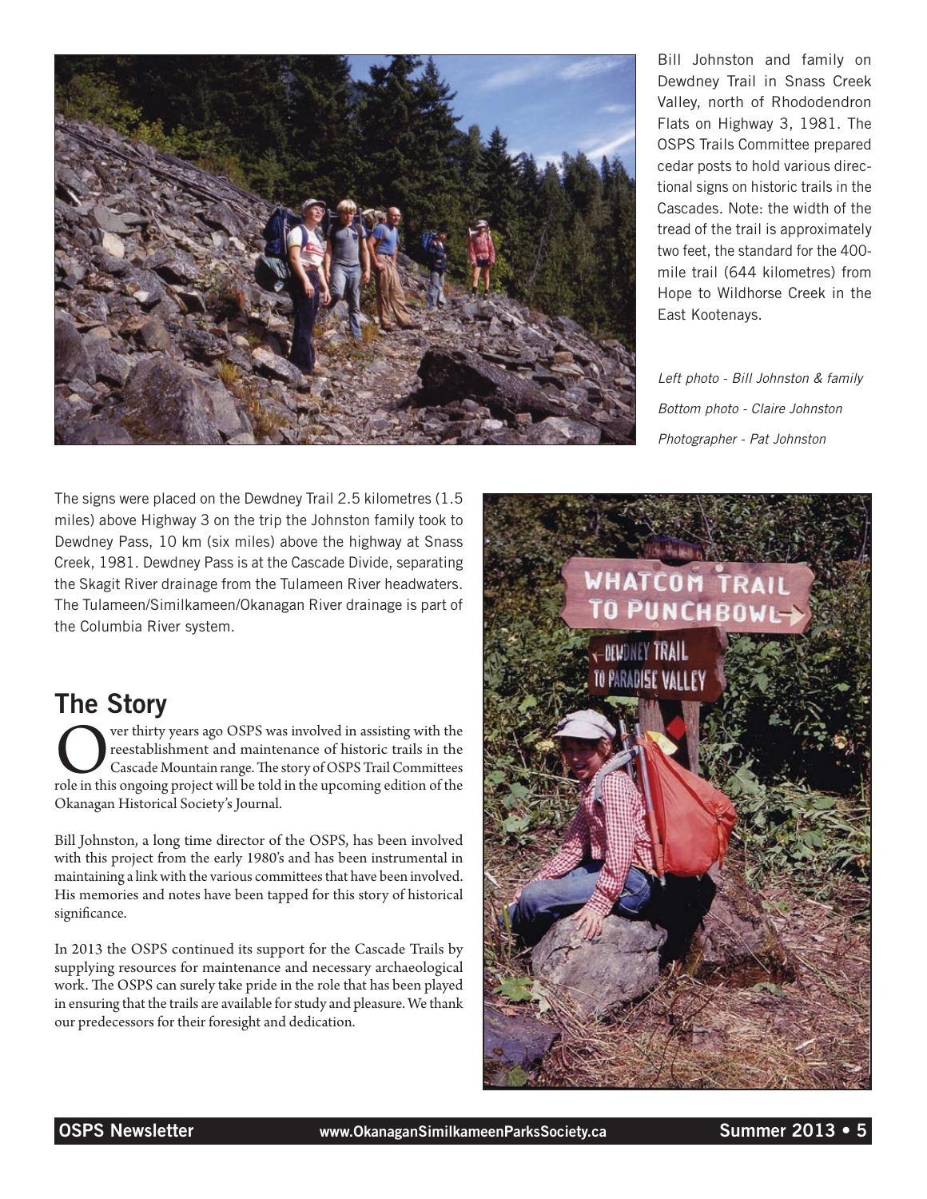Bill Johnston and family on Dewdney Trail in Snass Creek Valley, north of Rhododendron Flats on Highway 3, 1981. The OSPS Trails Committee prepared cedar posts to hold various directional signs on historic trails in the Cascades. Note: the width of the tread of the trail is approximately two feet, the standard for the 400-mile trail (644 kilometres) from Hope to Wildhorse Creek in the East Kootenays.

*Left photo - Bill Johnston & family*

*Bottom photo - Claire Johnston*

*Photographer - Pat Johnston*

The signs were placed on the Dewdney Trail 2.5 kilometres (1.5 miles) above Highway 3 on the trip the Johnston family took to Dewdney Pass, 10 km (six miles) above the highway at Snass Creek, 1981. Dewdney Pass is at the Cascade Divide, separating the Skagit River drainage from the Tulameen River headwaters. The Tulameen/Similkameen/Okanagan River drainage is part of the Columbia River system.

## The Story

Over thirty years ago OSPS was involved in assisting with the reestablishment and maintenance of historic trails in the Cascade Mountain range. The story of OSPS Trail Committees role in this ongoing project will be told in the upcoming edition of the Okanagan Historical Society's Journal.

Bill Johnston, a long time director of the OSPS, has been involved with this project from the early 1980's and has been instrumental in maintaining a link with the various committees that have been involved. His memories and notes have been tapped for this story of historical significance.

In 2013 the OSPS continued its support for the Cascade Trails by supplying resources for maintenance and necessary archaeological work. The OSPS can surely take pride in the role that has been played in ensuring that the trails are available for study and pleasure. We thank our predecessors for their foresight and dedication.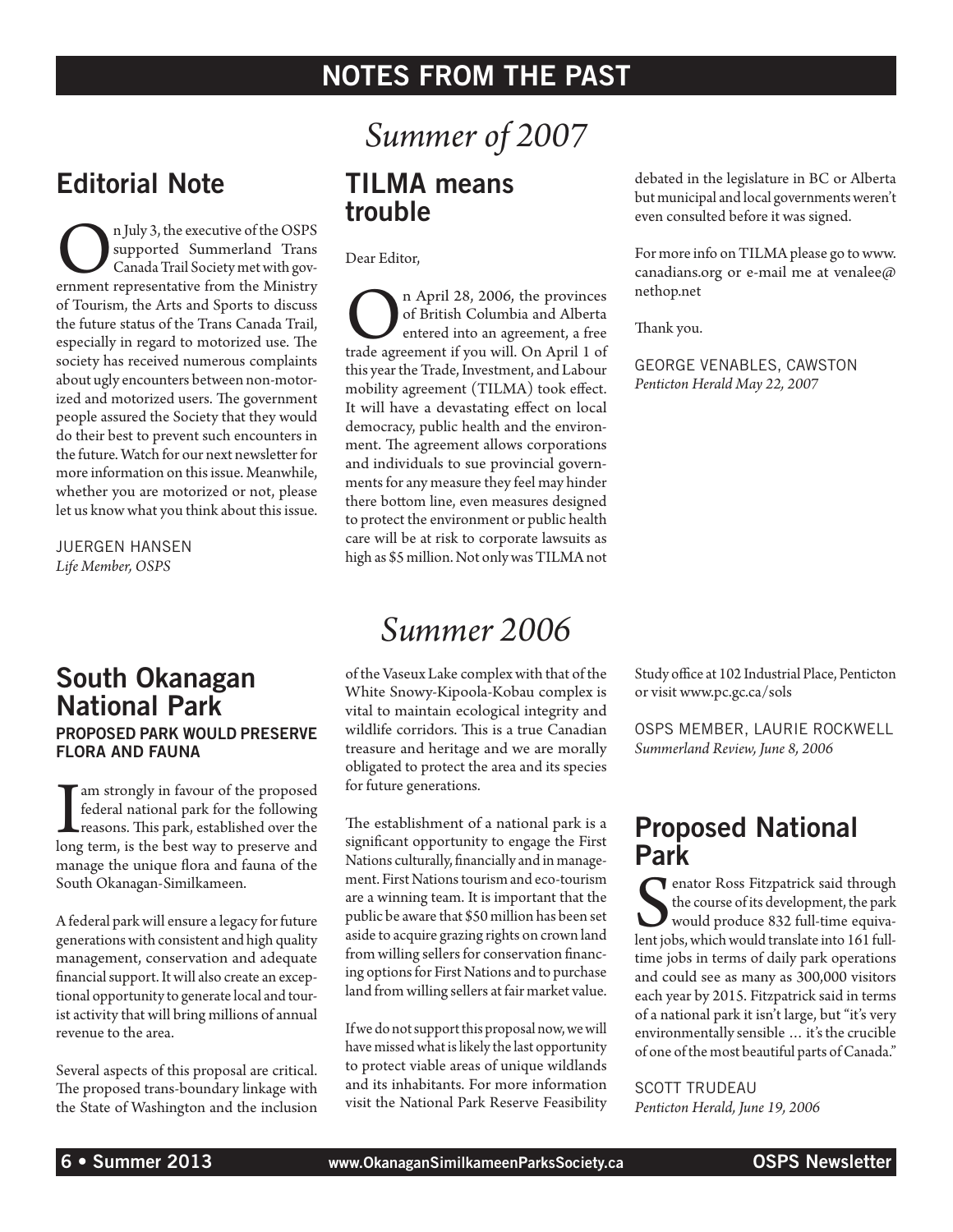# NOTES FROM THE PAST

## *Summer of 2007*

## Editorial Note

On July 3, the executive of the OSPS supported Summerland Trans Canada Trail Society met with government representative from the Ministry of Tourism, the Arts and Sports to discuss the future status of the Trans Canada Trail, especially in regard to motorized use. The society has received numerous complaints about ugly encounters between non-motorized and motorized users. The government people assured the Society that they would do their best to prevent such encounters in the future. Watch for our next newsletter for more information on this issue. Meanwhile, whether you are motorized or not, please let us know what you think about this issue.

JUERGEN HANSEN
*Life Member, OSPS*

## TILMA means trouble

Dear Editor,

On April 28, 2006, the provinces of British Columbia and Alberta entered into an agreement, a free trade agreement if you will. On April 1 of this year the Trade, Investment, and Labour mobility agreement (TILMA) took effect. It will have a devastating effect on local democracy, public health and the environment. The agreement allows corporations and individuals to sue provincial governments for any measure they feel may hinder there bottom line, even measures designed to protect the environment or public health care will be at risk to corporate lawsuits as high as $5 million. Not only was TILMA not debated in the legislature in BC or Alberta but municipal and local governments weren't even consulted before it was signed.

For more info on TILMA please go to www.canadians.org or e-mail me at venalee@nethop.net

Thank you.

GEORGE VENABLES, CAWSTON
*Penticton Herald May 22, 2007*

## *Summer 2006*

## South Okanagan National Park

### PROPOSED PARK WOULD PRESERVE FLORA AND FAUNA

I am strongly in favour of the proposed federal national park for the following reasons. This park, established over the long term, is the best way to preserve and manage the unique flora and fauna of the South Okanagan-Similkameen.

A federal park will ensure a legacy for future generations with consistent and high quality management, conservation and adequate financial support. It will also create an exceptional opportunity to generate local and tourist activity that will bring millions of annual revenue to the area.

Several aspects of this proposal are critical. The proposed trans-boundary linkage with the State of Washington and the inclusion of the Vaseux Lake complex with that of the White Snowy-Kipoola-Kobau complex is vital to maintain ecological integrity and wildlife corridors. This is a true Canadian treasure and heritage and we are morally obligated to protect the area and its species for future generations.

The establishment of a national park is a significant opportunity to engage the First Nations culturally, financially and in management. First Nations tourism and eco-tourism are a winning team. It is important that the public be aware that $50 million has been set aside to acquire grazing rights on crown land from willing sellers for conservation financing options for First Nations and to purchase land from willing sellers at fair market value.

If we do not support this proposal now, we will have missed what is likely the last opportunity to protect viable areas of unique wildlands and its inhabitants. For more information visit the National Park Reserve Feasibility Study office at 102 Industrial Place, Penticton or visit www.pc.gc.ca/sols

OSPS MEMBER, LAURIE ROCKWELL
*Summerland Review, June 8, 2006*

## Proposed National Park

Senator Ross Fitzpatrick said through the course of its development, the park would produce 832 full-time equivalent jobs, which would translate into 161 full-time jobs in terms of daily park operations and could see as many as 300,000 visitors each year by 2015. Fitzpatrick said in terms of a national park it isn't large, but "it's very environmentally sensible … it's the crucible of one of the most beautiful parts of Canada."

SCOTT TRUDEAU
*Penticton Herald, June 19, 2006*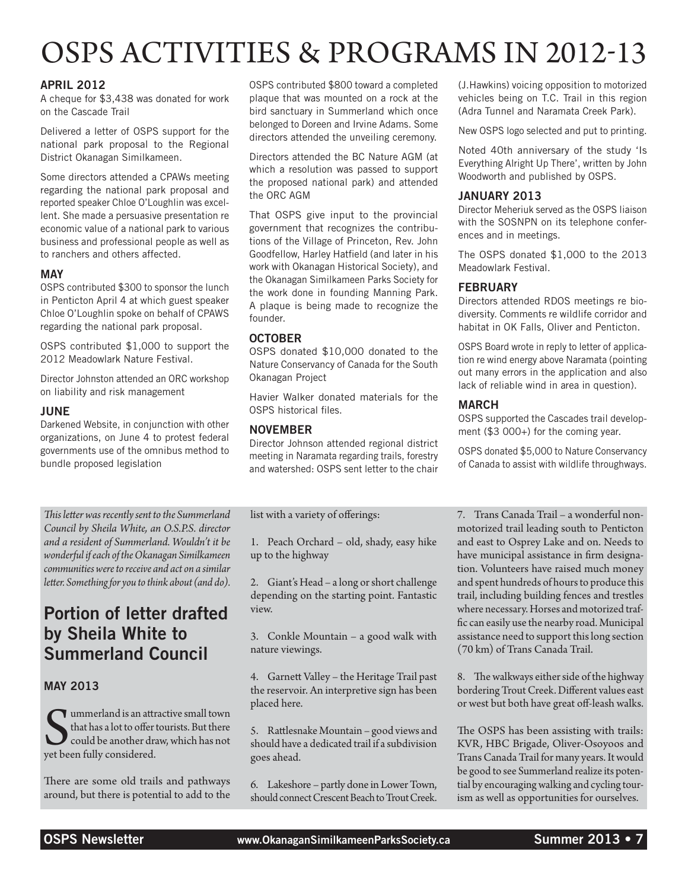# OSPS ACTIVITIES & PROGRAMS IN 2012-13

### APRIL 2012

A cheque for $3,438 was donated for work on the Cascade Trail

Delivered a letter of OSPS support for the national park proposal to the Regional District Okanagan Similkameen.

Some directors attended a CPAWs meeting regarding the national park proposal and reported speaker Chloe O'Loughlin was excellent. She made a persuasive presentation re economic value of a national park to various business and professional people as well as to ranchers and others affected.

### MAY

OSPS contributed $300 to sponsor the lunch in Penticton April 4 at which guest speaker Chloe O'Loughlin spoke on behalf of CPAWS regarding the national park proposal.

OSPS contributed $1,000 to support the 2012 Meadowlark Nature Festival.

Director Johnston attended an ORC workshop on liability and risk management

### JUNE

Darkened Website, in conjunction with other organizations, on June 4 to protest federal governments use of the omnibus method to bundle proposed legislation

OSPS contributed $800 toward a completed plaque that was mounted on a rock at the bird sanctuary in Summerland which once belonged to Doreen and Irvine Adams. Some directors attended the unveiling ceremony.

Directors attended the BC Nature AGM (at which a resolution was passed to support the proposed national park) and attended the ORC AGM

That OSPS give input to the provincial government that recognizes the contributions of the Village of Princeton, Rev. John Goodfellow, Harley Hatfield (and later in his work with Okanagan Historical Society), and the Okanagan Similkameen Parks Society for the work done in founding Manning Park. A plaque is being made to recognize the founder.

### OCTOBER

OSPS donated $10,000 donated to the Nature Conservancy of Canada for the South Okanagan Project

Havier Walker donated materials for the OSPS historical files.

### NOVEMBER

Director Johnson attended regional district meeting in Naramata regarding trails, forestry and watershed: OSPS sent letter to the chair (J.Hawkins) voicing opposition to motorized vehicles being on T.C. Trail in this region (Adra Tunnel and Naramata Creek Park).

New OSPS logo selected and put to printing.

Noted 40th anniversary of the study 'Is Everything Alright Up There', written by John Woodworth and published by OSPS.

### JANUARY 2013

Director Meheriuk served as the OSPS liaison with the SOSNPN on its telephone conferences and in meetings.

The OSPS donated $1,000 to the 2013 Meadowlark Festival.

### FEBRUARY

Directors attended RDOS meetings re biodiversity. Comments re wildlife corridor and habitat in OK Falls, Oliver and Penticton.

OSPS Board wrote in reply to letter of application re wind energy above Naramata (pointing out many errors in the application and also lack of reliable wind in area in question).

### MARCH

OSPS supported the Cascades trail development ($3 000+) for the coming year.

OSPS donated $5,000 to Nature Conservancy of Canada to assist with wildlife throughways.

*This letter was recently sent to the Summerland Council by Sheila White, an O.S.P.S. director and a resident of Summerland. Wouldn't it be wonderful if each of the Okanagan Similkameen communities were to receive and act on a similar letter. Something for you to think about (and do).*

## Portion of letter drafted by Sheila White to Summerland Council

### MAY 2013

Summerland is an attractive small town that has a lot to offer tourists. But there could be another draw, which has not yet been fully considered.

There are some old trails and pathways around, but there is potential to add to the list with a variety of offerings:

1. Peach Orchard – old, shady, easy hike up to the highway
2. Giant's Head – a long or short challenge depending on the starting point. Fantastic view.
3. Conkle Mountain – a good walk with nature viewings.
4. Garnett Valley – the Heritage Trail past the reservoir. An interpretive sign has been placed here.
5. Rattlesnake Mountain – good views and should have a dedicated trail if a subdivision goes ahead.
6. Lakeshore – partly done in Lower Town, should connect Crescent Beach to Trout Creek.
7. Trans Canada Trail – a wonderful non-motorized trail leading south to Penticton and east to Osprey Lake and on. Needs to have municipal assistance in firm designation. Volunteers have raised much money and spent hundreds of hours to produce this trail, including building fences and trestles where necessary. Horses and motorized traffic can easily use the nearby road. Municipal assistance need to support this long section (70 km) of Trans Canada Trail.
8. The walkways either side of the highway bordering Trout Creek. Different values east or west but both have great off-leash walks.

The OSPS has been assisting with trails: KVR, HBC Brigade, Oliver-Osoyoos and Trans Canada Trail for many years. It would be good to see Summerland realize its potential by encouraging walking and cycling tourism as well as opportunities for ourselves.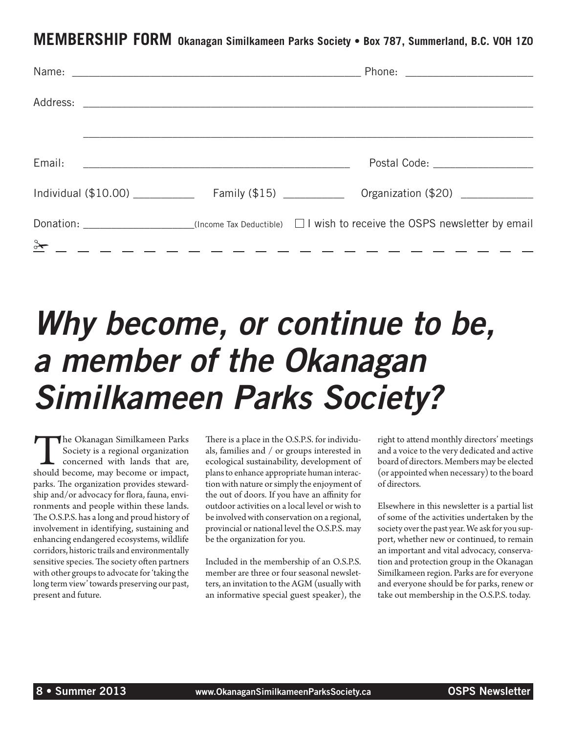## MEMBERSHIP FORM **Okanagan Similkameen Parks Society • Box 787, Summerland, B.C. V0H 1Z0**

Name: ______________________________________________ Phone: ____________________

Address: ______________________________________________________________________

______________________________________________________________________

Email: ____________________________________________ Postal Code: ________________

Individual ($10.00) __________ Family ($15) __________ Organization ($20) ____________

Donation: __________________(Income Tax Deductible) ☐ I wish to receive the OSPS newsletter by email

✂ _ _ _ _ _ _ _ _ _ _ _ _ _ _ _ _ _ _ _ _ _ _

# *Why become, or continue to be, a member of the Okanagan Similkameen Parks Society?*

The Okanagan Similkameen Parks Society is a regional organization concerned with lands that are, should become, may become or impact, parks. The organization provides stewardship and/or advocacy for flora, fauna, environments and people within these lands. The O.S.P.S. has a long and proud history of involvement in identifying, sustaining and enhancing endangered ecosystems, wildlife corridors, historic trails and environmentally sensitive species. The society often partners with other groups to advocate for 'taking the long term view' towards preserving our past, present and future.

There is a place in the O.S.P.S. for individuals, families and / or groups interested in ecological sustainability, development of plans to enhance appropriate human interaction with nature or simply the enjoyment of the out of doors. If you have an affinity for outdoor activities on a local level or wish to be involved with conservation on a regional, provincial or national level the O.S.P.S. may be the organization for you.

Included in the membership of an O.S.P.S. member are three or four seasonal newsletters, an invitation to the AGM (usually with an informative special guest speaker), the right to attend monthly directors' meetings and a voice to the very dedicated and active board of directors. Members may be elected (or appointed when necessary) to the board of directors.

Elsewhere in this newsletter is a partial list of some of the activities undertaken by the society over the past year. We ask for you support, whether new or continued, to remain an important and vital advocacy, conservation and protection group in the Okanagan Similkameen region. Parks are for everyone and everyone should be for parks, renew or take out membership in the O.S.P.S. today.